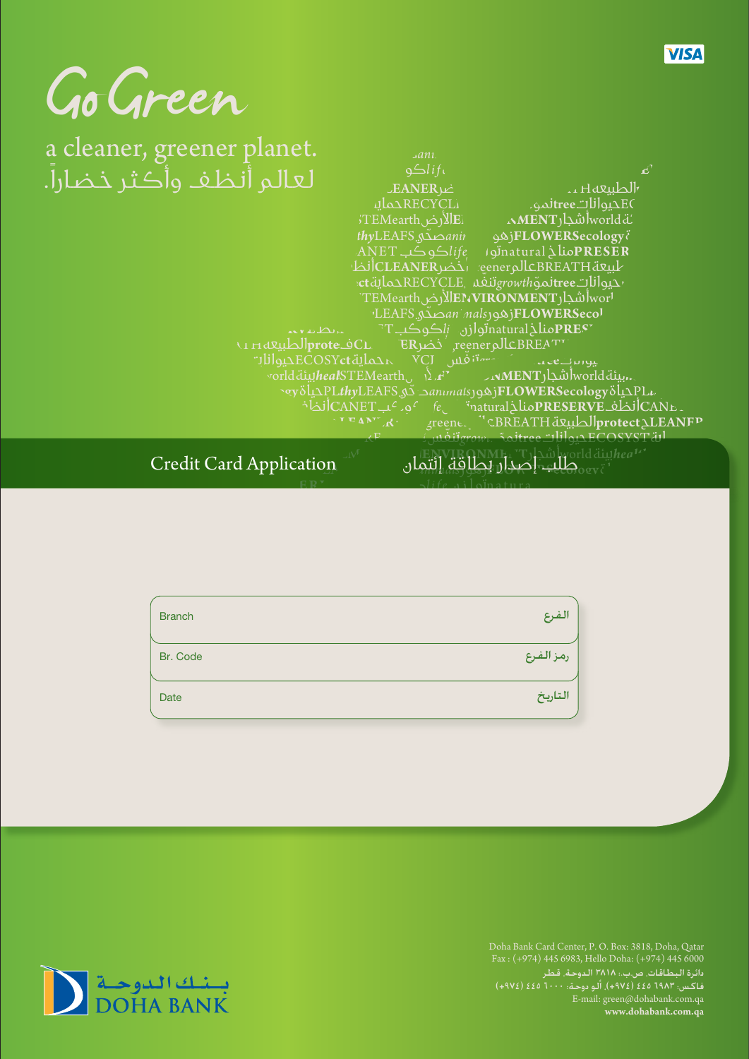VISA

# Go Green

a cleaner, greener planet.

لعالم أنظف وأكثر خضاراً.

## Credit Card Application

## طلب إصدار بطاقة إئتمان

| Branch | الفرع |
|---|---|
| Br. Code | رمز الفرع |
| Date | التاريخ |

Doha Bank Card Center, P. O. Box: 3818, Doha, Qatar
Fax : (+974) 445 6983, Hello Doha: (+974) 445 6000

دائرة البطاقات، ص.ب.: ٣٨١٨ الدوحة، قطر
فاكس: ٦٩٨٣ ٤٤٥ (٩٧٤+)، ألو دوحة: ٦٠٠٠ ٤٤٥ (٩٧٤+)

E-mail: green@dohabank.com.qa
**www.dohabank.com.qa**

بنك الدوحة
DOHA BANK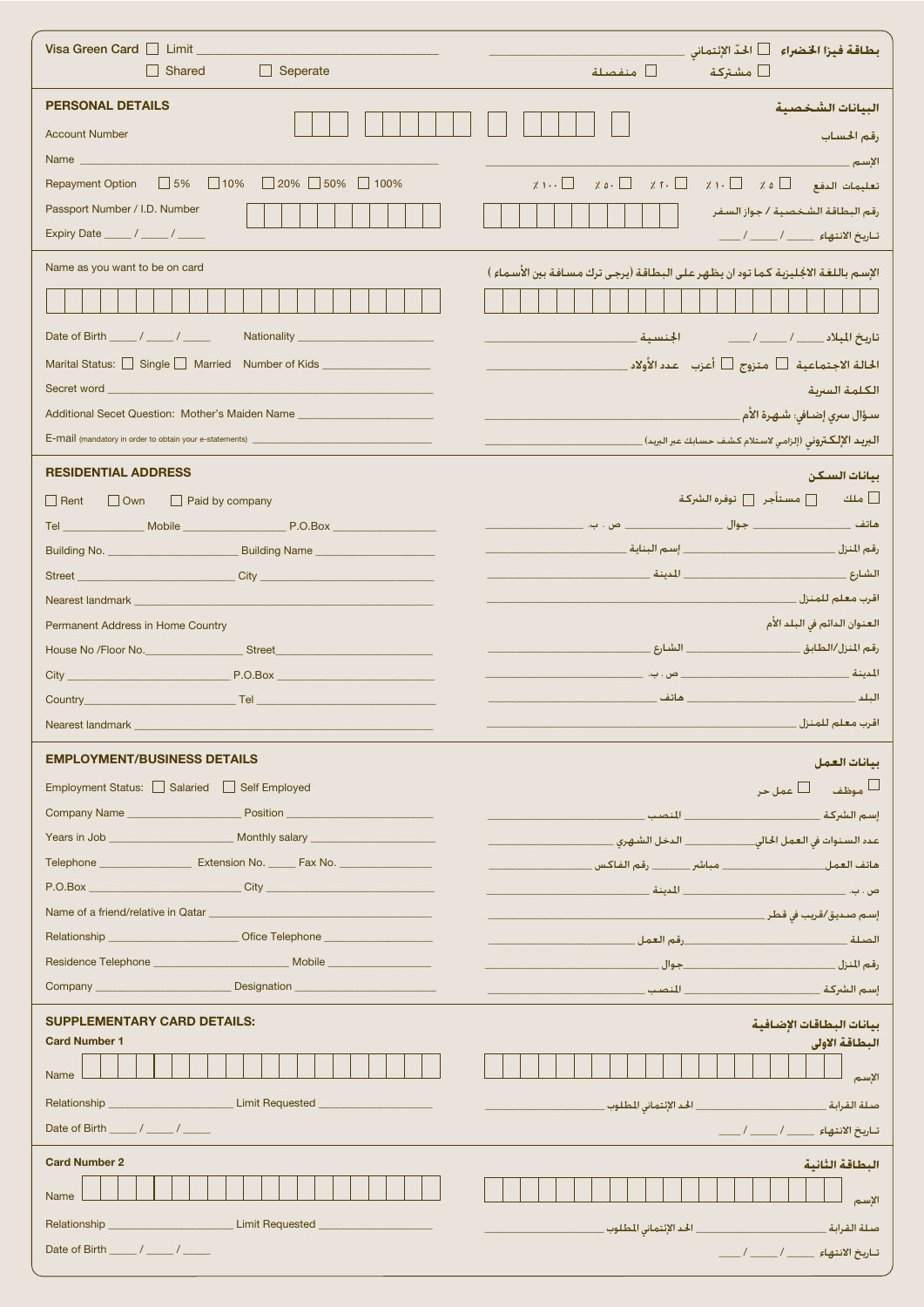Visa Green Card ☐ Limit ______________________

☐ Shared ☐ Seperate

بطاقة فيزا الخضراء ☐ الحدّ الإئتماني ______________________

☐ مشتركة ☐ منفصلة

## PERSONAL DETAILS

## البيانات الشخصية

Account Number

رقم الحساب

Name ______________________

الإسم ______________________

Repayment Option ☐ 5% ☐ 10% ☐ 20% ☐ 50% ☐ 100%

تعليمات الدفع ☐ ٥٪ ☐ ١٠٪ ☐ ٢٠٪ ☐ ٥٠٪ ☐ ١٠٠٪

Passport Number / I.D. Number

رقم البطاقة الشخصية / جواز السفر

Expiry Date _____ / _____ / _____

تاريخ الانتهاء _____ / _____ / _____

Name as you want to be on card

الإسم باللغة الانجليزية كما تود ان يظهر على البطاقة (يرجى ترك مسافة بين الأسماء )

Date of Birth _____ / _____ / _____ Nationality ______________________

تاريخ الميلاد _____ / _____ / _____ الجنسية ______________________

Marital Status: ☐ Single ☐ Married Number of Kids ______________________

الحالة الاجتماعية ☐ متزوج ☐ أعزب عدد الأولاد ______________________

Secret word ______________________

الكلمة السرية ______________________

Additional Secet Question: Mother's Maiden Name ______________________

سؤال سري إضافي: شهرة الأم ______________________

E-mail (mandatory in order to obtain your e-statements) ______________________

البريد الإلكتروني (إلزامي لاستلام كشف حسابك عبر البريد) ______________________

## RESIDENTIAL ADDRESS

## بيانات السكن

☐ Rent ☐ Own ☐ Paid by company

☐ ملك ☐ مستأجر ☐ توفره الشركة

Tel __________ Mobile __________ P.O.Box __________

هاتف __________ جوال __________ ص . ب. __________

Building No. __________ Building Name __________

رقم المنزل __________ إسم البناية __________

Street __________ City __________

الشارع __________ المدينة __________

Nearest landmark ______________________

اقرب معلم للمنزل ______________________

Permanent Address in Home Country

العنوان الدائم في البلد الأم

House No /Floor No. __________ Street __________

رقم المنزل/الطابق __________ الشارع __________

City __________ P.O.Box __________

المدينة __________ ص . ب. __________

Country __________ Tel __________

البلد __________ هاتف __________

Nearest landmark ______________________

اقرب معلم للمنزل ______________________

## EMPLOYMENT/BUSINESS DETAILS

## بيانات العمل

Employment Status: ☐ Salaried ☐ Self Employed

☐ موظف ☐ عمل حر

Company Name __________ Position __________

إسم الشركة __________ المنصب __________

Years in Job __________ Monthly salary __________

عدد السنوات في العمل الحالي __________ الدخل الشهري __________

Telephone __________ Extension No. _____ Fax No. __________

هاتف العمل __________ مباشر _____ رقم الفاكس __________

P.O.Box __________ City __________

ص . ب. __________ المدينة __________

Name of a friend/relative in Qatar ______________________

إسم صديق/قريب في قطر ______________________

Relationship __________ Ofice Telephone __________

الصلة __________ رقم العمل __________

Residence Telephone __________ Mobile __________

رقم المنزل __________ جوال __________

Company __________ Designation __________

إسم الشركة __________ المنصب __________

## SUPPLEMENTARY CARD DETAILS:

## بيانات البطاقات الإضافية

### Card Number 1

### البطاقة الاولى

Name

الإسم

Relationship __________ Limit Requested __________

صلة القرابة __________ الحد الإئتماني المطلوب __________

Date of Birth _____ / _____ / _____

تاريخ الانتهاء _____ / _____ / _____

### Card Number 2

### البطاقة الثانية

Name

الإسم

Relationship __________ Limit Requested __________

صلة القرابة __________ الحد الإئتماني المطلوب __________

Date of Birth _____ / _____ / _____

تاريخ الانتهاء _____ / _____ / _____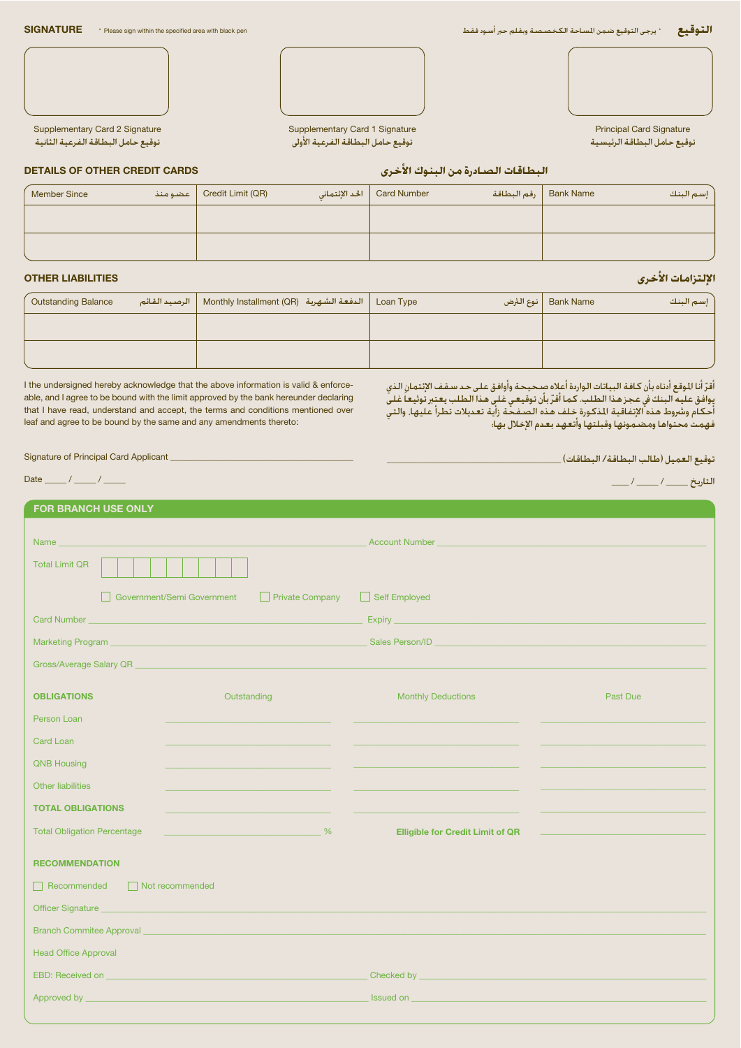**SIGNATURE** * Please sign within the specified area with black pen

**التوقيع** * يرجى التوقيع ضمن المساحة المخصصة وبقلم حبر أسود فقط

| Supplementary Card 2 Signature<br>توقيع حامل البطاقة الفرعية الثانية | Supplementary Card 1 Signature<br>توقيع حامل البطاقة الفرعية الأولى | Principal Card Signature<br>توقيع حامل البطاقة الرئيسية |
|---|---|---|

## DETAILS OF OTHER CREDIT CARDS

## البطاقات الصادرة من البنوك الأخرى

| Member Since عضو منذ | Credit Limit (QR) الحد الإئتماني | Card Number رقم البطاقة | Bank Name إسم البنك |
|---|---|---|---|
| | | | |
| | | | |

## OTHER LIABILITIES

## الإلتزامات الأخرى

| Outstanding Balance الرصيد القائم | Monthly Installment (QR) الدفعة الشهرية | Loan Type نوع القرض | Bank Name إسم البنك |
|---|---|---|---|
| | | | |
| | | | |

I the undersigned hereby acknowledge that the above information is valid & enforceable, and I agree to be bound with the limit approved by the bank hereunder declaring that I have read, understand and accept, the terms and conditions mentioned over leaf and agree to be bound by the same and any amendments thereto:

أقرّ أنا الموقع أدناه بأن كافة البيانات الواردة أعلاه صحيحة وأوافق على حد سقف الإئتمان الذي يوافق عليه البنك في عجز هذا الطلب. كما أقرّ بأن توقيعي على هذا الطلب يعتبر توثيعاً على أحكام وشروط هذه الإتفاقية المذكورة خلف هذه الصفحة زأية تعديلات تطرأ عليها. والتي فهمت محتواها ومضمونها وقبلتها وأتعهد بعدم الإخلال بها:

Signature of Principal Card Applicant ___________________________

توقيع العميل (طالب البطاقة/ البطاقات) ___________________________

Date _____ / _____ / _____

التاريخ _____ / _____ / _____

## FOR BRANCH USE ONLY

Name ___________________________ Account Number ___________________________

Total Limit QR | | | | | | | | | |

☐ Government/Semi Government ☐ Private Company ☐ Self Employed

Card Number ___________________________ Expiry ___________________________

Marketing Program ___________________________ Sales Person/ID ___________________________

Gross/Average Salary QR ___________________________

| **OBLIGATIONS** | Outstanding | Monthly Deductions | Past Due |
|---|---|---|---|
| Person Loan | | | |
| Card Loan | | | |
| QNB Housing | | | |
| Other liabilities | | | |
| **TOTAL OBLIGATIONS** | | | |

Total Obligation Percentage ______________ % **Elligible for Credit Limit of QR** ______________

**RECOMMENDATION**

☐ Recommended ☐ Not recommended

Officer Signature ___________________________

Branch Commitee Approval ___________________________

Head Office Approval

EBD: Received on ___________________________ Checked by ___________________________

Approved by ___________________________ Issued on ___________________________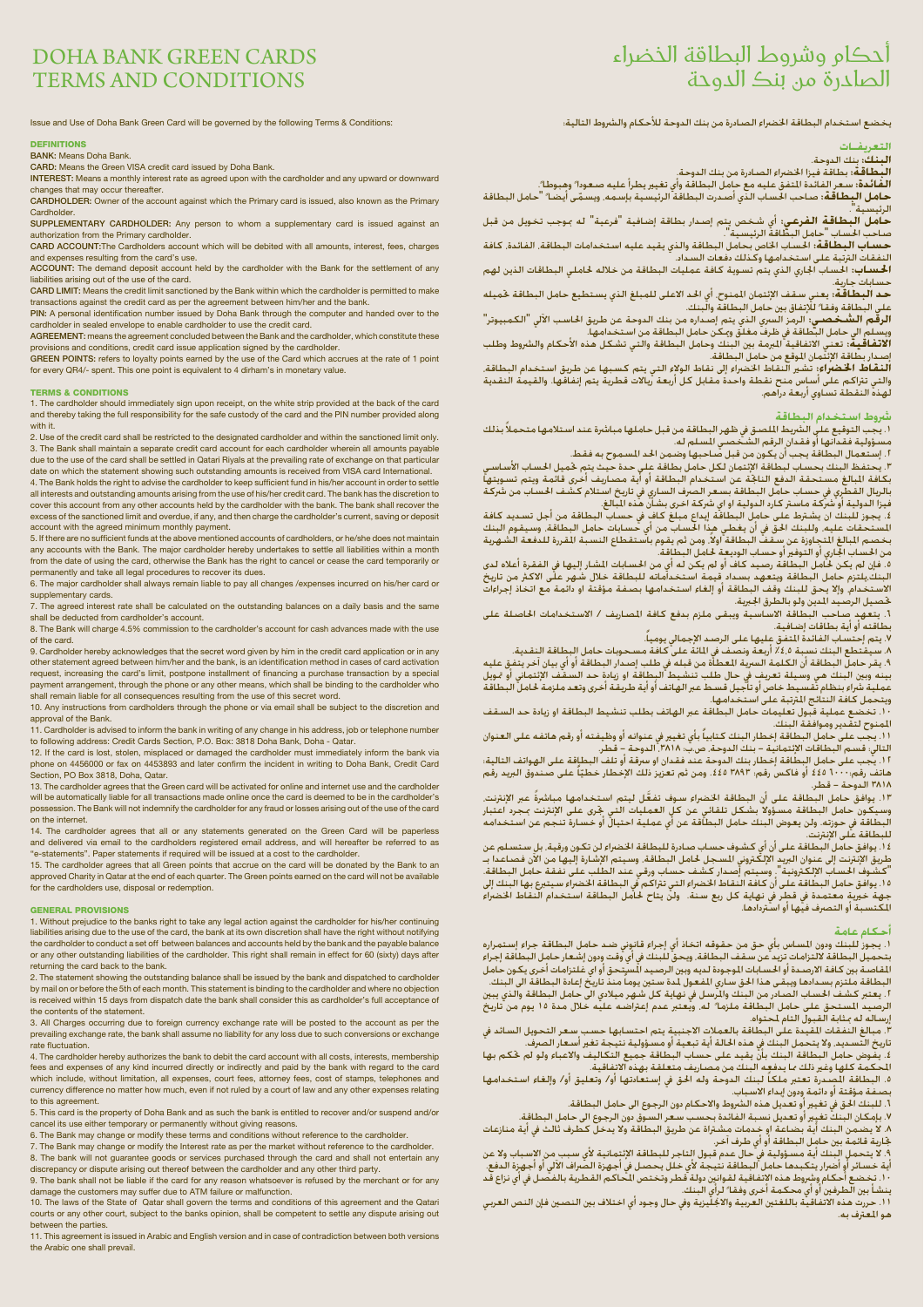# DOHA BANK GREEN CARDS TERMS AND CONDITIONS

Issue and Use of Doha Bank Green Card will be governed by the following Terms & Conditions:

## DEFINITIONS

**BANK:** Means Doha Bank.

**CARD:** Means the Green VISA credit card issued by Doha Bank.

**INTEREST:** Means a monthly interest rate as agreed upon with the cardholder and any upward or downward changes that may occur thereafter.

**CARDHOLDER:** Owner of the account against which the Primary card is issued, also known as the Primary Cardholder.

**SUPPLEMENTARY CARDHOLDER:** Any person to whom a supplementary card is issued against an authorization from the Primary cardholder.

**CARD ACCOUNT:** The Cardholders account which will be debited with all amounts, interest, fees, charges and expenses resulting from the card's use.

**ACCOUNT:** The demand deposit account held by the cardholder with the Bank for the settlement of any liabilities arising out of the use of the card.

**CARD LIMIT:** Means the credit limit sanctioned by the Bank within which the cardholder is permitted to make transactions against the credit card as per the agreement between him/her and the bank.

**PIN:** A personal identification number issued by Doha Bank through the computer and handed over to the cardholder in sealed envelope to enable cardholder to use the credit card.

**AGREEMENT:** means the agreement concluded between the Bank and the cardholder, which constitute these provisions and conditions, credit card issue application signed by the cardholder.

**GREEN POINTS:** refers to loyalty points earned by the use of the Card which accrues at the rate of 1 point for every QR4/- spent. This one point is equivalent to 4 dirham's in monetary value.

## TERMS & CONDITIONS

1. The cardholder should immediately sign upon receipt, on the white strip provided at the back of the card and thereby taking the full responsibility for the safe custody of the card and the PIN number provided along with it.
2. Use of the credit card shall be restricted to the designated cardholder and within the sanctioned limit only.
3. The Bank shall maintain a separate credit card account for each cardholder wherein all amounts payable due to the use of the card shall be settled in Qatari Riyals at the prevailing rate of exchange on that particular date on which the statement showing such outstanding amounts is received from VISA card International.
4. The Bank holds the right to advise the cardholder to keep sufficient fund in his/her account in order to settle all interests and outstanding amounts arising from the use of his/her credit card. The bank has the discretion to cover this account from any other accounts held by the cardholder with the bank. The bank shall recover the excess of the sanctioned limit and overdue, if any, and then charge the cardholder's current, saving or deposit account with the agreed minimum monthly payment.
5. If there are no sufficient funds at the above mentioned accounts of cardholders, or he/she does not maintain any accounts with the Bank. The major cardholder hereby undertakes to settle all liabilities within a month from the date of using the card, otherwise the Bank has the right to cancel or cease the card temporarily or permanently and take all legal procedures to recover its dues.
6. The major cardholder shall always remain liable to pay all changes /expenses incurred on his/her card or supplementary cards.
7. The agreed interest rate shall be calculated on the outstanding balances on a daily basis and the same shall be deducted from cardholder's account.
8. The Bank will charge 4.5% commission to the cardholder's account for cash advances made with the use of the card.
9. Cardholder hereby acknowledges that the secret word given by him in the credit card application or in any other statement agreed between him/her and the bank, is an identification method in cases of card activation request, increasing the card's limit, postpone installment of financing a purchase transaction by a special payment arrangement, through the phone or any other means, which shall be binding to the cardholder who shall remain liable for all consequences resulting from the use of this secret word.
10. Any instructions from cardholders through the phone or via email shall be subject to the discretion and approval of the Bank.
11. Cardholder is advised to inform the bank in writing of any change in his address, job or telephone number to following address: Credit Cards Section, P.O. Box: 3818 Doha Bank, Doha - Qatar.
12. If the card is lost, stolen, misplaced or damaged the cardholder must immediately inform the bank via phone on 4456000 or fax on 4453893 and later confirm the incident in writing to Doha Bank, Credit Card Section, PO Box 3818, Doha, Qatar.
13. The cardholder agrees that the Green card will be activated for online and internet use and the cardholder will be automatically liable for all transactions made online once the card is deemed to be in the cardholder's possession. The Bank will not indemnify the cardholder for any fraud or losses arising out of the use of the card on the internet.
14. The cardholder agrees that all or any statements generated on the Green Card will be paperless and delivered via email to the cardholders registered email address, and will hereafter be referred to as "e-statements". Paper statements if required will be issued at a cost to the cardholder.
15. The cardholder agrees that all Green points that accrue on the card will be donated by the Bank to an approved Charity in Qatar at the end of each quarter. The Green points earned on the card will not be available for the cardholders use, disposal or redemption.

## GENERAL PROVISIONS

1. Without prejudice to the banks right to take any legal action against the cardholder for his/her continuing liabilities arising due to the use of the card, the bank at its own discretion shall have the right without notifying the cardholder to conduct a set off between balances and accounts held by the bank and the payable balance or any other outstanding liabilities of the cardholder. This right shall remain in effect for 60 (sixty) days after returning the card back to the bank.
2. The statement showing the outstanding balance shall be issued by the bank and dispatched to cardholder by mail on or before the 5th of each month. This statement is binding to the cardholder and where no objection is received within 15 days from dispatch date the bank shall consider this as cardholder's full acceptance of the contents of the statement.
3. All Charges occurring due to foreign currency exchange rate will be posted to the account as per the prevailing exchange rate, the bank shall assume no liability for any loss due to such conversions or exchange rate fluctuation.
4. The cardholder hereby authorizes the bank to debit the card account with all costs, interests, membership fees and expenses of any kind incurred directly or indirectly and paid by the bank with regard to the card which include, without limitation, all expenses, court fees, attorney fees, cost of stamps, telephones and currency difference no matter how much, even if not ruled by a court of law and any other expenses relating to this agreement.
5. This card is the property of Doha Bank and as such the bank is entitled to recover and/or suspend and/or cancel its use either temporary or permanently without giving reasons.
6. The Bank may change or modify these terms and conditions without reference to the cardholder.
7. The Bank may change or modify the Interest rate as per the market interest without reference to the cardholder.
8. The bank will not guarantee goods or services purchased through the card and shall not entertain any discrepancy or dispute arising out thereof between the cardholder and any other third party.
9. The bank shall not be liable for any reason whatsoever is refused by the merchant or for any damage the customers may suffer due to ATM failure or malfunction.
10. The laws of the State of Qatar shall govern the terms and conditions of this agreement and the Qatari courts or any other court, subject to the banks opinion, shall be competent to settle any dispute arising out between the parties.
11. This agreement is issued in Arabic and English version and in case of contradiction between both versions the Arabic one shall prevail.

# أحكام وشروط البطاقة الخضراء الصادرة من بنك الدوحة

يخضع استخدام البطاقة الخضراء الصادرة من بنك الدوحة للأحكام والشروط التالية:

## التعريفات

**البنك:** بنك الدوحة.

**البطاقة:** بطاقة فيزا الخضراء الصادرة من بنك الدوحة.

**الفائدة:** سعر الفائدة المتفق عليه مع حامل البطاقة وأي تغيير يطرأ عليه صعوداً وهبوطاً.

**حامل البطاقة:** صاحب الحساب الذي أصدرت البطاقة الرئيسية بإسمه. ويسمّى أيضاً "حامل البطاقة الرئيسية".

**حامل البطاقة الفرعي:** أي شخص يتم إصدار بطاقة إضافية "فرعية" له بموجب تخويل من قبل صاحب الحساب "حامل البطاقة الرئيسية".

**حساب البطاقة:** الحساب الخاص بحامل البطاقة والذي يقيد عليه استخدامات البطاقة، الفائدة، كافة النفقات المترتبة على استخدامها وكذلك دفعات السداد.

**الحساب:** الحساب الجاري الذي يتم تسوية كافة عمليات البطاقة من خلاله لحاملي البطاقات الذين لهم حسابات جارية.

**حد البطاقة:** يعني سقف الإئتمان الممنوح، أي الحد الاعلى للمبلغ الذي يستطيع حامل البطاقة تحميله على البطاقة وفقاً للإتفاق بين حامل البطاقة والبنك.

**الرقم الشخصي:** الرمز السري الذي يتم إصداره من بنك الدوحة عن طريق الحاسب الآلي "الكمبيوتر" ويسلم إلى حامل البطاقة في ظرف مغلق ويمكن حامل البطاقة من استخدامها.

**الاتفاقية:** تعني الاتفاقية المبرمة بين البنك وحامل البطاقة والتي تشكل هذه الأحكام والشروط وطلب إصدار بطاقة الإئتمان الموقع من حامل البطاقة.

**النقاط الخضراء:** تشير النقاط الخضراء إلى نقاط الولاء التي يتم كسبها عن طريق استخدام البطاقة، والتي تتراكم على أساس منح نقطة واحدة مقابل كل أربعة ريالات قطرية يتم إنفاقها، والقيمة النقدية لهذه النقطة تساوي أربعة دراهم.

## شروط استخدام البطاقة

١. يجب التوقيع على الشريط الملصق في ظهر البطاقة من قبل حاملها مباشرة عند استلامها متحملاً بذلك مسؤولية فقدانها أو فقدان الرقم الشخصي المسلم له.

٢. إستعمال البطاقة يجب أن يكون من قبل صاحبها وضمن الحد المسموح به فقط.

٣. يحتفظ البنك بحساب لبطاقة الإئتمان لكل حامل بطاقة على حدة حيث يتم تحميل الحساب الأساسي بكافة المبالغ مستحقة الدفع الناجمة عن استخدام البطاقة أو أية مصاريف أخرى قائمة ويتم تسويتها بالريال القطري في حساب حامل البطاقة بسعر الصرف السارى في تاريخ استلام كشف الحساب من شركة فيزا الدولية أو شركة ماستر كارد الدولية او اي شركة اخرى بشأن هذه المبالغ.

٤. يجوز للبنك ان يشترط على حامل البطاقة إيداع مبلغ كاف في حساب البطاقة من أجل تسديد كافة المستحقات عليه. وللبنك الحق في أن يغطي هذا الحساب من أي حسابات حامل البطاقة، وسيقوم البنك بخصم المبالغ المتجاوزة عن سقف البطاقة أولاً، ومن ثم يقوم باستقطاع النسبة المقررة للدفعة الشهرية من الحساب الجاري أو التوفير أو حساب الوديعة لحامل البطاقة.

٥. فإن لم يكن لحامل البطاقة رصيد كاف أو لم يكن له أي من الحسابات المشار إليها في الفقرة أعلاه لدى البنك،يلتزم حامل البطاقة ويتعهد بسداد قيمة استخداماته للبطاقة خلال شهر على الاكثر من تاريخ الاستخدام. وإلا يحق للبنك وقف البطاقة أو إلغاء استخدامها بصفة مؤقتة او دائمة مع اتخاذ إجراءات تحصيل الرصيد المدين ولو بالطرق الجبرية.

٦. يتعهد صاحب البطاقة الاساسية ويبقى ملزم بدفع كافة المصاريف / الاستخدامات الحاصلة على بطاقته أو أية بطاقات إضافية.

٧. يتم إحتساب الفائدة المتفق عليها على الرصيد الإجمالي يومياً.

٨. سيقتطع البنك نسبة ٤٫٥٪ أربعة ونصف في المائة على كافة مسحوبات حامل البطاقة النقدية.

٩. يقر حامل البطاقة أن الكلمة السرية المعطاة من قبله في طلب إصدار البطاقة أو أي بيان آخر يتفق عليه بينه وبين البنك هي وسيلة تعريف في حال طلب تنشيط البطاقة أو زيادة حد السقف الإئتماني أو تمويل عملية شراء بنظام تقسيط خاص أو تأجيل قسط عبر الهاتف أو أية طريقة أخرى وتعد ملزمة لحامل البطاقة ويتحمل كافة النتائج المترتبة على استخدامها.

١٠. تخضع عملية قبول تعليمات حامل البطاقة عبر الهاتف بطلب تنشيط البطاقة او زيادة حد السقف الممنوح لتقدير وموافقة البنك.

١١. يجب على حامل البطاقة إخطار البنك كتابياً بأي تغيير في عنوانه أو وظيفته أو رقم هاتفه على العنوان التالي: قسم البطاقات الإئتمانية - بنك الدوحة، ص.ب: ٣٨١٨، الدوحة - قطر.

١٢. يجب على حامل البطاقة إخطار بنك الدوحة عند فقدان او سرقة أو تلف البطاقة على الهواتف التالية: هاتف رقم:٤٤٥٦٠٠٠ أو فاكس رقم: ٤٤٥٣٨٩٣، ومن ثم تعزيز ذلك الإخطار خطياً على صندوق البريد رقم ٣٨١٨ الدوحة - قطر.

١٣. يوافق حامل البطاقة على أن البطاقة الخضراء سوف تفعّل ليتم استخدامها مباشرةً عبر الإنترنت، وسيكون حامل البطاقة مسؤولاً بشكل تلقائي عن كل العمليات التي تجري على الإنترنت بمجرد اعتبار البطاقة في حوزته، ولن يعوض البنك حامل البطاقة عن أي عملية احتيال أو خسارة تنجم عن استخدامه للبطاقة على الإنترنت.

١٤. يوافق حامل البطاقة على أن أي كشوف حساب صادرة للبطاقة الخضراء لن تكون ورقية، بل ستسلم عن طريق الإنترنت إلى عنوان البريد الإلكتروني المسجل لحامل البطاقة، وسيتم الإشارة إليها من الآن فصاعداً بـ "كشوف الحساب الإلكترونية". وسيتم إصدار كشف حساب ورقي عند الطلب على نفقة حامل البطاقة.

١٥. يوافق حامل البطاقة على أن كافة النقاط الخضراء التي تتراكم في البطاقة سيتبرع بها البنك إلى جهة خيرية معتمدة في قطر في نهاية كل ربع سنة. ولن يتاح لحامل البطاقة استخدام النقاط الخضراء المكتسبة أو التصرف فيها أو استردادها.

## أحكام عامة

١. يجوز للبنك ودون المساس بأي حق من حقوقه اتخاذ أي إجراء قانوني ضد حامل البطاقة جراء إستمراره بتحميل البطاقة لالتزامات تزيد عن سقف البطاقة، ويحق للبنك في أي وقت ودون إشعار حامل البطاقة إجراء المقاصة بين كافة الارصدة أو الحسابات الموجودة لديه وبين الرصيد المستحق أو اي إلتزامات أخرى يكون حامل البطاقة ملتزم بسدادها ويبقى هذا الحق ساري المفعول لمدة ستين يوماً منذ تاريخ إعادة البطاقة الى البنك.

٢. يعتبر كشف الحساب الصادر من البنك والمرسل في نهاية كل شهر ميلادي الى حامل البطاقة والذي يبين الرصيد المستحق على حامل البطاقة ملزماً له، ويعتبر عدم إعتراضه عليه خلال مدة ١٥ يوم من تاريخ إرساله له بمثابة القبول التام لمحتواه.

٣. مبالغ النفقات المقيدة على البطاقة بالعملات الاجنبية يتم احتسابها حسب سعر التحويل السائد في تاريخ التسديد، ولا يتحمل البنك في هذه الحالة أية تبعية أو مسؤولية نتيجة تغير أسعار الصرف.

٤. يفوض حامل البطاقة البنك بأن يقيد على حساب البطاقة جميع التكاليف والاعباء ولو لم تحكم بها المحكمة كلها وغير ذلك مما يدفعه البنك من مصاريف متعلقة بهذه الاتفاقية.

٥. البطاقة المصدرة تعتبر ملكاً لبنك الدوحة وله الحق في إستعادتها أو/ وتعليق أو/ وإلغاء استخدامها بصفة مؤقتة أو دائمة ودون إبداء الاسباب.

٦. للبنك الحق في تغيير أو تعديل هذه الشروط والاحكام دون الرجوع الى حامل البطاقة.

٧. بإمكان البنك تغيير أو تعديل نسبة الفائدة بحسب سعر السوق دون الرجوع الى حامل البطاقة.

٨. لا يضمن البنك أية بضاعة او خدمات مشتراة عن طريق البطاقة ولا يدخل كطرف ثالث في أية منازعات قائمة بين حامل البطاقة أو أي طرف آخر.

٩. لا يتحمل البنك أية مسؤولية في حال عدم قبول التاجر للبطاقة الإئتمانية لأي سبب من الاسباب ولا عن أية خسائر أو أضرار يتكبدها حامل البطاقة نتيجة لأي خلل يحصل في أجهزة الصراف الآلي أو أجهزة الدفع.

١٠. تخضع أحكام وشروط هذه الاتفاقية لقوانين دولة قطر وتختص المحاكم القطرية بالفصل في أي نزاع قد ينشأ بين الطرفين أو أي محكمة أخرى وفقاً لرأي البنك.

١١. حررت هذه الاتفاقية باللغتين العربية والإنجليزية وفي حال وجود أي اختلاف بين النصين فإن النص العربي هو المعتد به.